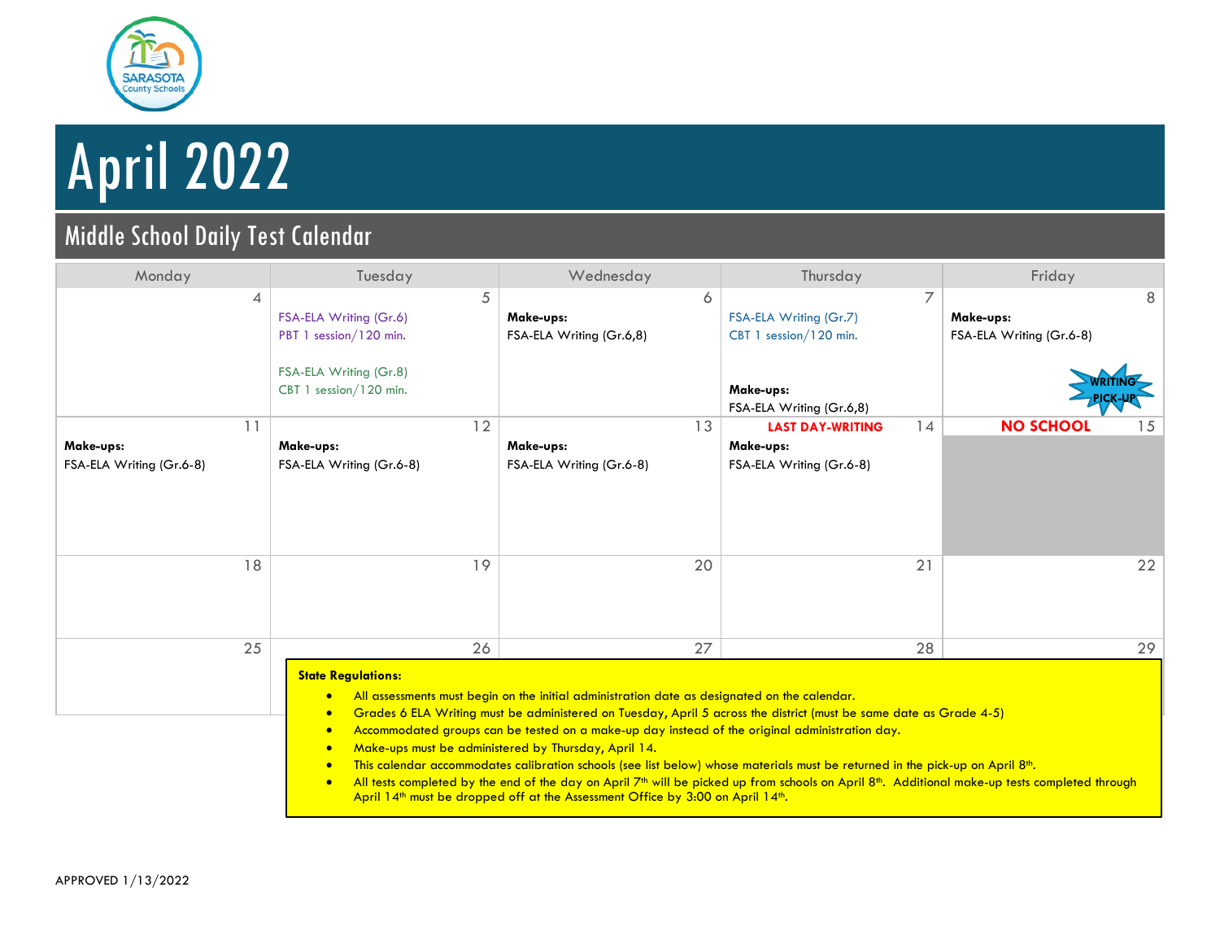# April 2022

## Middle School Daily Test Calendar

| Monday | Tuesday | Wednesday | Thursday | Friday |
|---|---|---|---|---|
| 4 | 5<br>FSA-ELA Writing (Gr.6)<br>PBT 1 session/120 min.<br><br>FSA-ELA Writing (Gr.8)<br>CBT 1 session/120 min. | 6<br>**Make-ups:**<br>FSA-ELA Writing (Gr.6,8) | 7<br>FSA-ELA Writing (Gr.7)<br>CBT 1 session/120 min.<br><br>**Make-ups:**<br>FSA-ELA Writing (Gr.6,8) | 8<br>**Make-ups:**<br>FSA-ELA Writing (Gr.6-8)<br><br>WRITING PICK-UP |
| 11<br>**Make-ups:**<br>FSA-ELA Writing (Gr.6-8) | 12<br>**Make-ups:**<br>FSA-ELA Writing (Gr.6-8) | 13<br>**Make-ups:**<br>FSA-ELA Writing (Gr.6-8) | 14<br>**LAST DAY-WRITING**<br>**Make-ups:**<br>FSA-ELA Writing (Gr.6-8) | 15<br>**NO SCHOOL** |
| 18 | 19 | 20 | 21 | 22 |
| 25 | 26 | 27 | 28 | 29 |

**State Regulations:**

- All assessments must begin on the initial administration date as designated on the calendar.
- Grades 6 ELA Writing must be administered on Tuesday, April 5 across the district (must be same date as Grade 4-5)
- Accommodated groups can be tested on a make-up day instead of the original administration day.
- Make-ups must be administered by Thursday, April 14.
- This calendar accommodates calibration schools (see list below) whose materials must be returned in the pick-up on April 8th.
- All tests completed by the end of the day on April 7th will be picked up from schools on April 8th. Additional make-up tests completed through April 14th must be dropped off at the Assessment Office by 3:00 on April 14th.

APPROVED 1/13/2022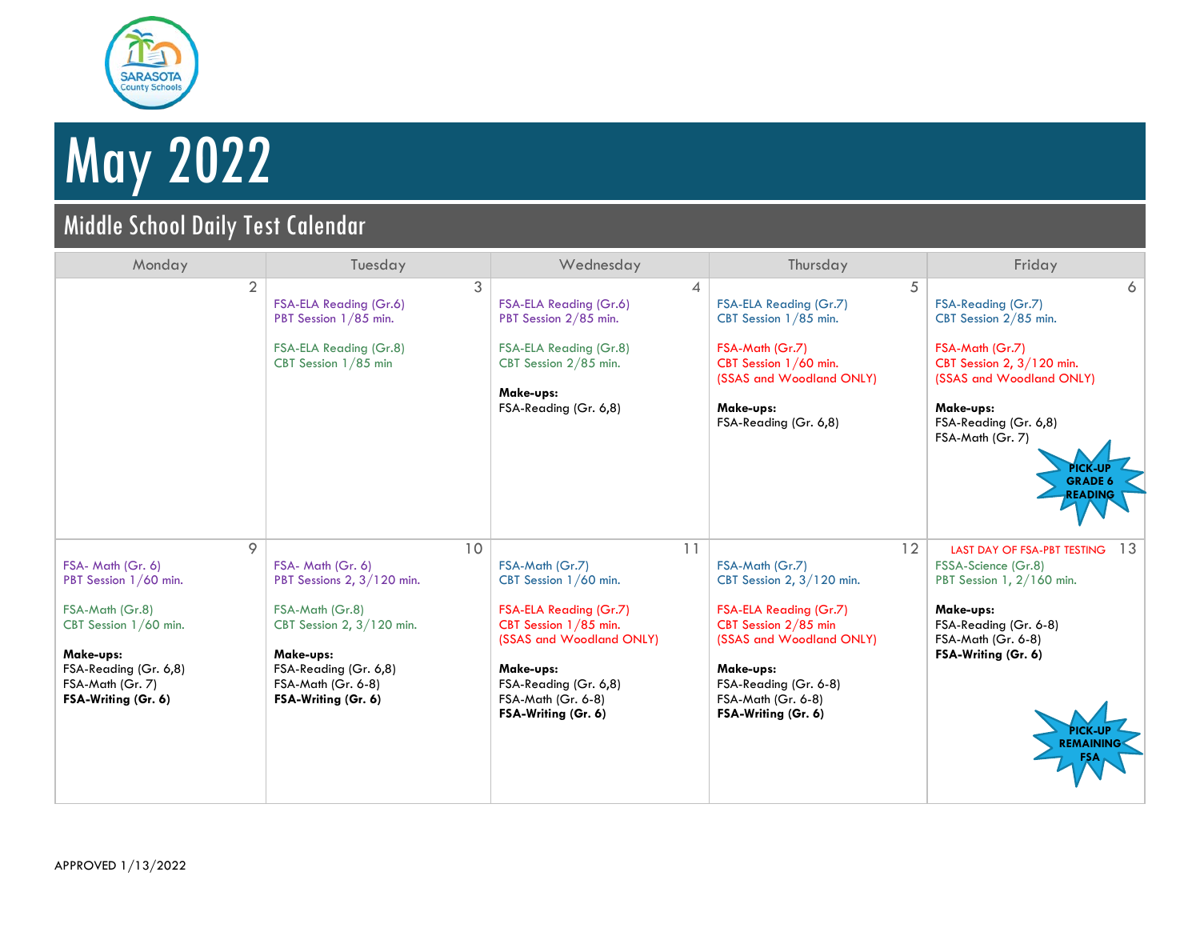# May 2022

## Middle School Daily Test Calendar

| Monday | Tuesday | Wednesday | Thursday | Friday |
|---|---|---|---|---|
| 2 | 3<br>FSA-ELA Reading (Gr.6)<br>PBT Session 1/85 min.<br><br>FSA-ELA Reading (Gr.8)<br>CBT Session 1/85 min | 4<br>FSA-ELA Reading (Gr.6)<br>PBT Session 2/85 min.<br><br>FSA-ELA Reading (Gr.8)<br>CBT Session 2/85 min.<br><br>**Make-ups:**<br>FSA-Reading (Gr. 6,8) | 5<br>FSA-ELA Reading (Gr.7)<br>CBT Session 1/85 min.<br><br>FSA-Math (Gr.7)<br>CBT Session 1/60 min.<br>(SSAS and Woodland ONLY)<br><br>**Make-ups:**<br>FSA-Reading (Gr. 6,8) | 6<br>FSA-Reading (Gr.7)<br>CBT Session 2/85 min.<br><br>FSA-Math (Gr.7)<br>CBT Session 2, 3/120 min.<br>(SSAS and Woodland ONLY)<br><br>**Make-ups:**<br>FSA-Reading (Gr. 6,8)<br>FSA-Math (Gr. 7)<br><br>**PICK-UP GRADE 6 READING** |
| 9<br>FSA- Math (Gr. 6)<br>PBT Session 1/60 min.<br><br>FSA-Math (Gr.8)<br>CBT Session 1/60 min.<br><br>**Make-ups:**<br>FSA-Reading (Gr. 6,8)<br>FSA-Math (Gr. 7)<br>**FSA-Writing (Gr. 6)** | 10<br>FSA- Math (Gr. 6)<br>PBT Sessions 2, 3/120 min.<br><br>FSA-Math (Gr.8)<br>CBT Session 2, 3/120 min.<br><br>**Make-ups:**<br>FSA-Reading (Gr. 6,8)<br>FSA-Math (Gr. 6-8)<br>**FSA-Writing (Gr. 6)** | 11<br>FSA-Math (Gr.7)<br>CBT Session 1/60 min.<br><br>FSA-ELA Reading (Gr.7)<br>CBT Session 1/85 min.<br>(SSAS and Woodland ONLY)<br><br>**Make-ups:**<br>FSA-Reading (Gr. 6,8)<br>FSA-Math (Gr. 6-8)<br>**FSA-Writing (Gr. 6)** | 12<br>FSA-Math (Gr.7)<br>CBT Session 2, 3/120 min.<br><br>FSA-ELA Reading (Gr.7)<br>CBT Session 2/85 min<br>(SSAS and Woodland ONLY)<br><br>**Make-ups:**<br>FSA-Reading (Gr. 6-8)<br>FSA-Math (Gr. 6-8)<br>**FSA-Writing (Gr. 6)** | 13<br>LAST DAY OF FSA-PBT TESTING<br>FSSA-Science (Gr.8)<br>PBT Session 1, 2/160 min.<br><br>**Make-ups:**<br>FSA-Reading (Gr. 6-8)<br>FSA-Math (Gr. 6-8)<br>**FSA-Writing (Gr. 6)**<br><br>**PICK-UP REMAINING FSA** |

APPROVED 1/13/2022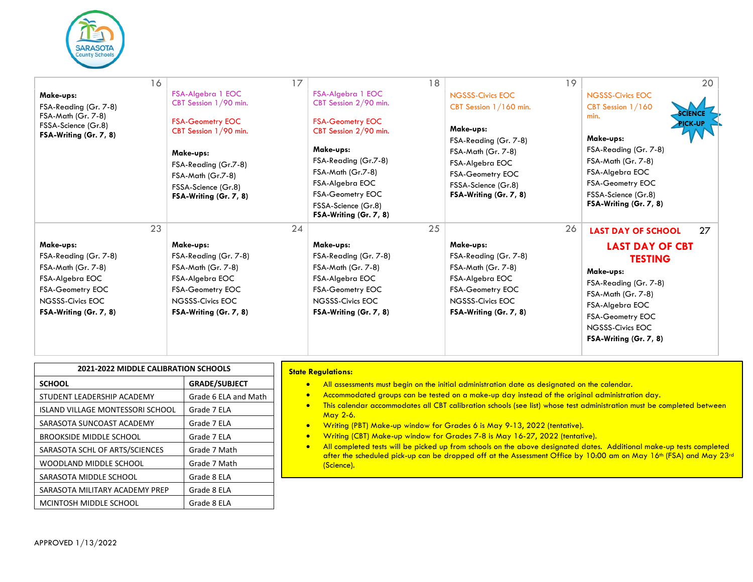| 16 | 17 | 18 | 19 | 20 |
|---|---|---|---|---|
| **Make-ups:** FSA-Reading (Gr. 7-8) FSA-Math (Gr. 7-8) FSSA-Science (Gr.8) **FSA-Writing (Gr. 7, 8)** | FSA-Algebra 1 EOC CBT Session 1/90 min. FSA-Geometry EOC CBT Session 1/90 min. **Make-ups:** FSA-Reading (Gr.7-8) FSA-Math (Gr.7-8) FSSA-Science (Gr.8) **FSA-Writing (Gr. 7, 8)** | FSA-Algebra 1 EOC CBT Session 2/90 min. FSA-Geometry EOC CBT Session 2/90 min. **Make-ups:** FSA-Reading (Gr.7-8) FSA-Math (Gr.7-8) FSA-Algebra EOC FSA-Geometry EOC FSSA-Science (Gr.8) **FSA-Writing (Gr. 7, 8)** | NGSSS-Civics EOC CBT Session 1/160 min. **Make-ups:** FSA-Reading (Gr. 7-8) FSA-Math (Gr. 7-8) FSA-Algebra EOC FSA-Geometry EOC FSSA-Science (Gr.8) **FSA-Writing (Gr. 7, 8)** | NGSSS-Civics EOC CBT Session 1/160 min. SCIENCE PICK-UP **Make-ups:** FSA-Reading (Gr. 7-8) FSA-Math (Gr. 7-8) FSA-Algebra EOC FSA-Geometry EOC FSSA-Science (Gr.8) **FSA-Writing (Gr. 7, 8)** |
| **23** | **24** | **25** | **26** | **27** |
| **Make-ups:** FSA-Reading (Gr. 7-8) FSA-Math (Gr. 7-8) FSA-Algebra EOC FSA-Geometry EOC NGSSS-Civics EOC **FSA-Writing (Gr. 7, 8)** | **Make-ups:** FSA-Reading (Gr. 7-8) FSA-Math (Gr. 7-8) FSA-Algebra EOC FSA-Geometry EOC NGSSS-Civics EOC **FSA-Writing (Gr. 7, 8)** | **Make-ups:** FSA-Reading (Gr. 7-8) FSA-Math (Gr. 7-8) FSA-Algebra EOC FSA-Geometry EOC NGSSS-Civics EOC **FSA-Writing (Gr. 7, 8)** | **Make-ups:** FSA-Reading (Gr. 7-8) FSA-Math (Gr. 7-8) FSA-Algebra EOC FSA-Geometry EOC NGSSS-Civics EOC **FSA-Writing (Gr. 7, 8)** | **LAST DAY OF SCHOOL** **LAST DAY OF CBT TESTING** **Make-ups:** FSA-Reading (Gr. 7-8) FSA-Math (Gr. 7-8) FSA-Algebra EOC FSA-Geometry EOC NGSSS-Civics EOC **FSA-Writing (Gr. 7, 8)** |

| 2021-2022 MIDDLE CALIBRATION SCHOOLS | |
|---|---|
| **SCHOOL** | **GRADE/SUBJECT** |
| STUDENT LEADERSHIP ACADEMY | Grade 6 ELA and Math |
| ISLAND VILLAGE MONTESSORI SCHOOL | Grade 7 ELA |
| SARASOTA SUNCOAST ACADEMY | Grade 7 ELA |
| BROOKSIDE MIDDLE SCHOOL | Grade 7 ELA |
| SARASOTA SCHL OF ARTS/SCIENCES | Grade 7 Math |
| WOODLAND MIDDLE SCHOOL | Grade 7 Math |
| SARASOTA MIDDLE SCHOOL | Grade 8 ELA |
| SARASOTA MILITARY ACADEMY PREP | Grade 8 ELA |
| MCINTOSH MIDDLE SCHOOL | Grade 8 ELA |

**State Regulations:**

- All assessments must begin on the initial administration date as designated on the calendar.
- Accommodated groups can be tested on a make-up day instead of the original administration day.
- This calendar accommodates all CBT calibration schools (see list) whose test administration must be completed between May 2-6.
- Writing (PBT) Make-up window for Grades 6 is May 9-13, 2022 (tentative).
- Writing (CBT) Make-up window for Grades 7-8 is May 16-27, 2022 (tentative).
- All completed tests will be picked up from schools on the above designated dates. Additional make-up tests completed after the scheduled pick-up can be dropped off at the Assessment Office by 10:00 am on May 16th (FSA) and May 23rd (Science).

APPROVED 1/13/2022